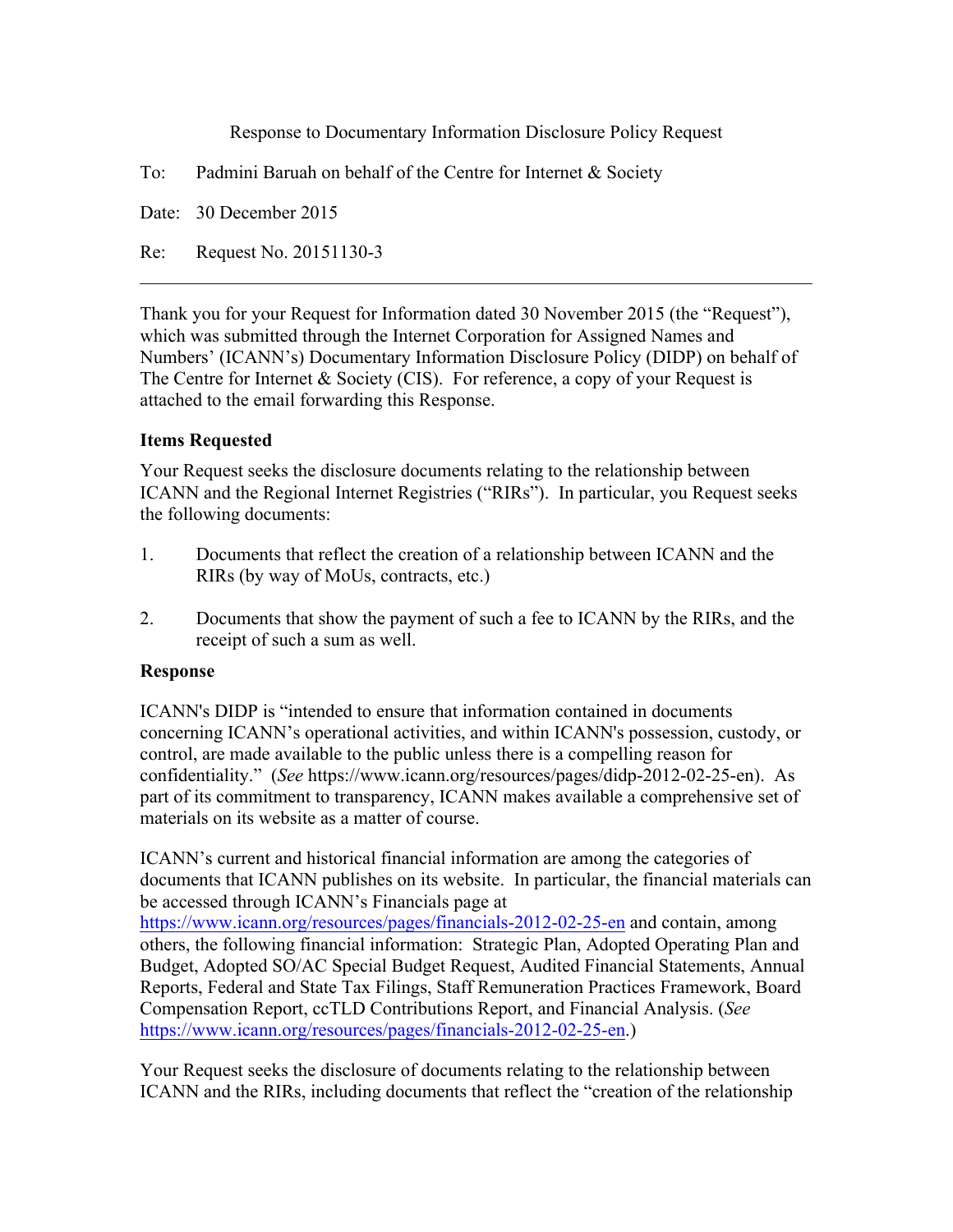Response to Documentary Information Disclosure Policy Request

To: Padmini Baruah on behalf of the Centre for Internet & Society

Date: 30 December 2015

Re: Request No. 20151130-3

---

Thank you for your Request for Information dated 30 November 2015 (the "Request"), which was submitted through the Internet Corporation for Assigned Names and Numbers' (ICANN's) Documentary Information Disclosure Policy (DIDP) on behalf of The Centre for Internet & Society (CIS). For reference, a copy of your Request is attached to the email forwarding this Response.

**Items Requested**

Your Request seeks the disclosure documents relating to the relationship between ICANN and the Regional Internet Registries ("RIRs"). In particular, you Request seeks the following documents:

1. Documents that reflect the creation of a relationship between ICANN and the RIRs (by way of MoUs, contracts, etc.)

2. Documents that show the payment of such a fee to ICANN by the RIRs, and the receipt of such a sum as well.

**Response**

ICANN's DIDP is "intended to ensure that information contained in documents concerning ICANN's operational activities, and within ICANN's possession, custody, or control, are made available to the public unless there is a compelling reason for confidentiality." (*See* https://www.icann.org/resources/pages/didp-2012-02-25-en). As part of its commitment to transparency, ICANN makes available a comprehensive set of materials on its website as a matter of course.

ICANN's current and historical financial information are among the categories of documents that ICANN publishes on its website. In particular, the financial materials can be accessed through ICANN's Financials page at https://www.icann.org/resources/pages/financials-2012-02-25-en and contain, among others, the following financial information: Strategic Plan, Adopted Operating Plan and Budget, Adopted SO/AC Special Budget Request, Audited Financial Statements, Annual Reports, Federal and State Tax Filings, Staff Remuneration Practices Framework, Board Compensation Report, ccTLD Contributions Report, and Financial Analysis. (*See* https://www.icann.org/resources/pages/financials-2012-02-25-en.)

Your Request seeks the disclosure of documents relating to the relationship between ICANN and the RIRs, including documents that reflect the "creation of the relationship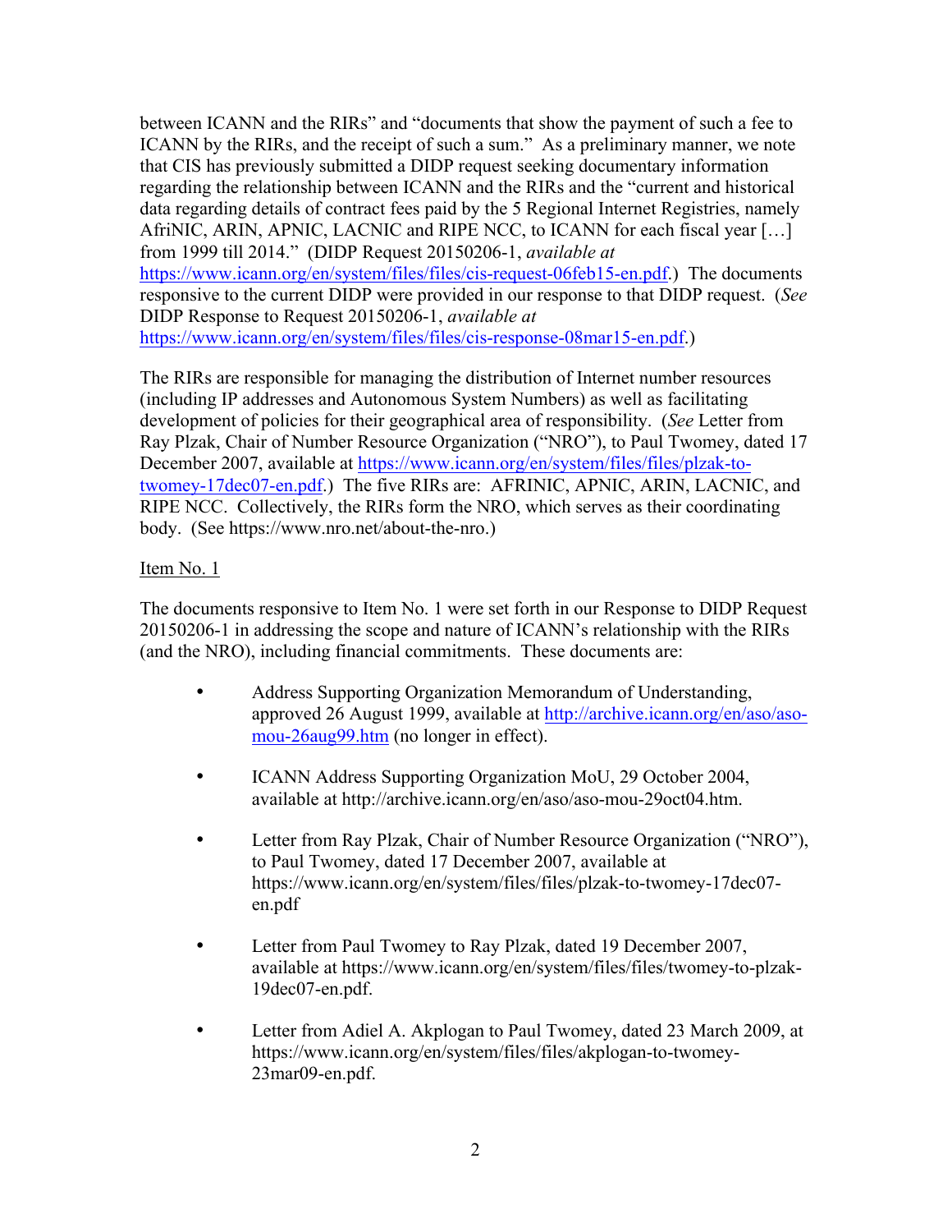between ICANN and the RIRs" and "documents that show the payment of such a fee to ICANN by the RIRs, and the receipt of such a sum." As a preliminary manner, we note that CIS has previously submitted a DIDP request seeking documentary information regarding the relationship between ICANN and the RIRs and the "current and historical data regarding details of contract fees paid by the 5 Regional Internet Registries, namely AfriNIC, ARIN, APNIC, LACNIC and RIPE NCC, to ICANN for each fiscal year […] from 1999 till 2014." (DIDP Request 20150206-1, *available at* https://www.icann.org/en/system/files/files/cis-request-06feb15-en.pdf.) The documents responsive to the current DIDP were provided in our response to that DIDP request. (*See* DIDP Response to Request 20150206-1, *available at* https://www.icann.org/en/system/files/files/cis-response-08mar15-en.pdf.)

The RIRs are responsible for managing the distribution of Internet number resources (including IP addresses and Autonomous System Numbers) as well as facilitating development of policies for their geographical area of responsibility. (*See* Letter from Ray Plzak, Chair of Number Resource Organization ("NRO"), to Paul Twomey, dated 17 December 2007, available at https://www.icann.org/en/system/files/files/plzak-to-twomey-17dec07-en.pdf.) The five RIRs are: AFRINIC, APNIC, ARIN, LACNIC, and RIPE NCC. Collectively, the RIRs form the NRO, which serves as their coordinating body. (See https://www.nro.net/about-the-nro.)

Item No. 1

The documents responsive to Item No. 1 were set forth in our Response to DIDP Request 20150206-1 in addressing the scope and nature of ICANN's relationship with the RIRs (and the NRO), including financial commitments. These documents are:

- Address Supporting Organization Memorandum of Understanding, approved 26 August 1999, available at http://archive.icann.org/en/aso/aso-mou-26aug99.htm (no longer in effect).
- ICANN Address Supporting Organization MoU, 29 October 2004, available at http://archive.icann.org/en/aso/aso-mou-29oct04.htm.
- Letter from Ray Plzak, Chair of Number Resource Organization ("NRO"), to Paul Twomey, dated 17 December 2007, available at https://www.icann.org/en/system/files/files/plzak-to-twomey-17dec07-en.pdf
- Letter from Paul Twomey to Ray Plzak, dated 19 December 2007, available at https://www.icann.org/en/system/files/files/twomey-to-plzak-19dec07-en.pdf.
- Letter from Adiel A. Akplogan to Paul Twomey, dated 23 March 2009, at https://www.icann.org/en/system/files/files/akplogan-to-twomey-23mar09-en.pdf.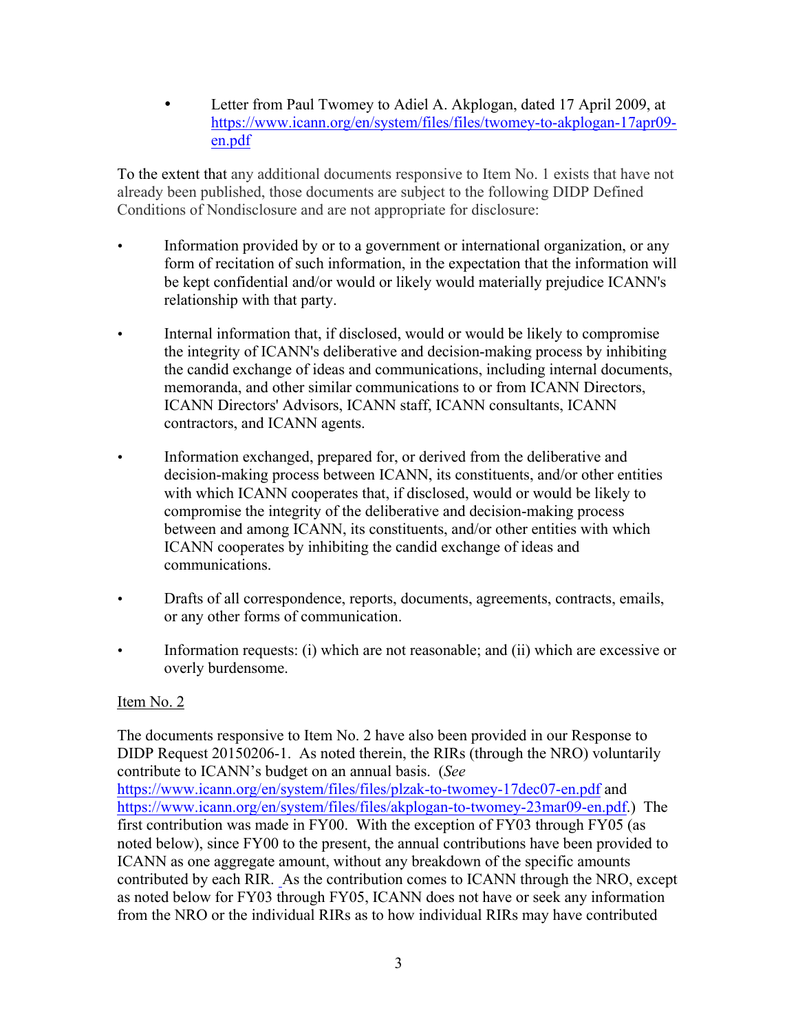- Letter from Paul Twomey to Adiel A. Akplogan, dated 17 April 2009, at https://www.icann.org/en/system/files/files/twomey-to-akplogan-17apr09-en.pdf

To the extent that any additional documents responsive to Item No. 1 exists that have not already been published, those documents are subject to the following DIDP Defined Conditions of Nondisclosure and are not appropriate for disclosure:

- Information provided by or to a government or international organization, or any form of recitation of such information, in the expectation that the information will be kept confidential and/or would or likely would materially prejudice ICANN's relationship with that party.
- Internal information that, if disclosed, would or would be likely to compromise the integrity of ICANN's deliberative and decision-making process by inhibiting the candid exchange of ideas and communications, including internal documents, memoranda, and other similar communications to or from ICANN Directors, ICANN Directors' Advisors, ICANN staff, ICANN consultants, ICANN contractors, and ICANN agents.
- Information exchanged, prepared for, or derived from the deliberative and decision-making process between ICANN, its constituents, and/or other entities with which ICANN cooperates that, if disclosed, would or would be likely to compromise the integrity of the deliberative and decision-making process between and among ICANN, its constituents, and/or other entities with which ICANN cooperates by inhibiting the candid exchange of ideas and communications.
- Drafts of all correspondence, reports, documents, agreements, contracts, emails, or any other forms of communication.
- Information requests: (i) which are not reasonable; and (ii) which are excessive or overly burdensome.

Item No. 2

The documents responsive to Item No. 2 have also been provided in our Response to DIDP Request 20150206-1. As noted therein, the RIRs (through the NRO) voluntarily contribute to ICANN's budget on an annual basis. (*See* https://www.icann.org/en/system/files/files/plzak-to-twomey-17dec07-en.pdf and https://www.icann.org/en/system/files/files/akplogan-to-twomey-23mar09-en.pdf.) The first contribution was made in FY00. With the exception of FY03 through FY05 (as noted below), since FY00 to the present, the annual contributions have been provided to ICANN as one aggregate amount, without any breakdown of the specific amounts contributed by each RIR. As the contribution comes to ICANN through the NRO, except as noted below for FY03 through FY05, ICANN does not have or seek any information from the NRO or the individual RIRs as to how individual RIRs may have contributed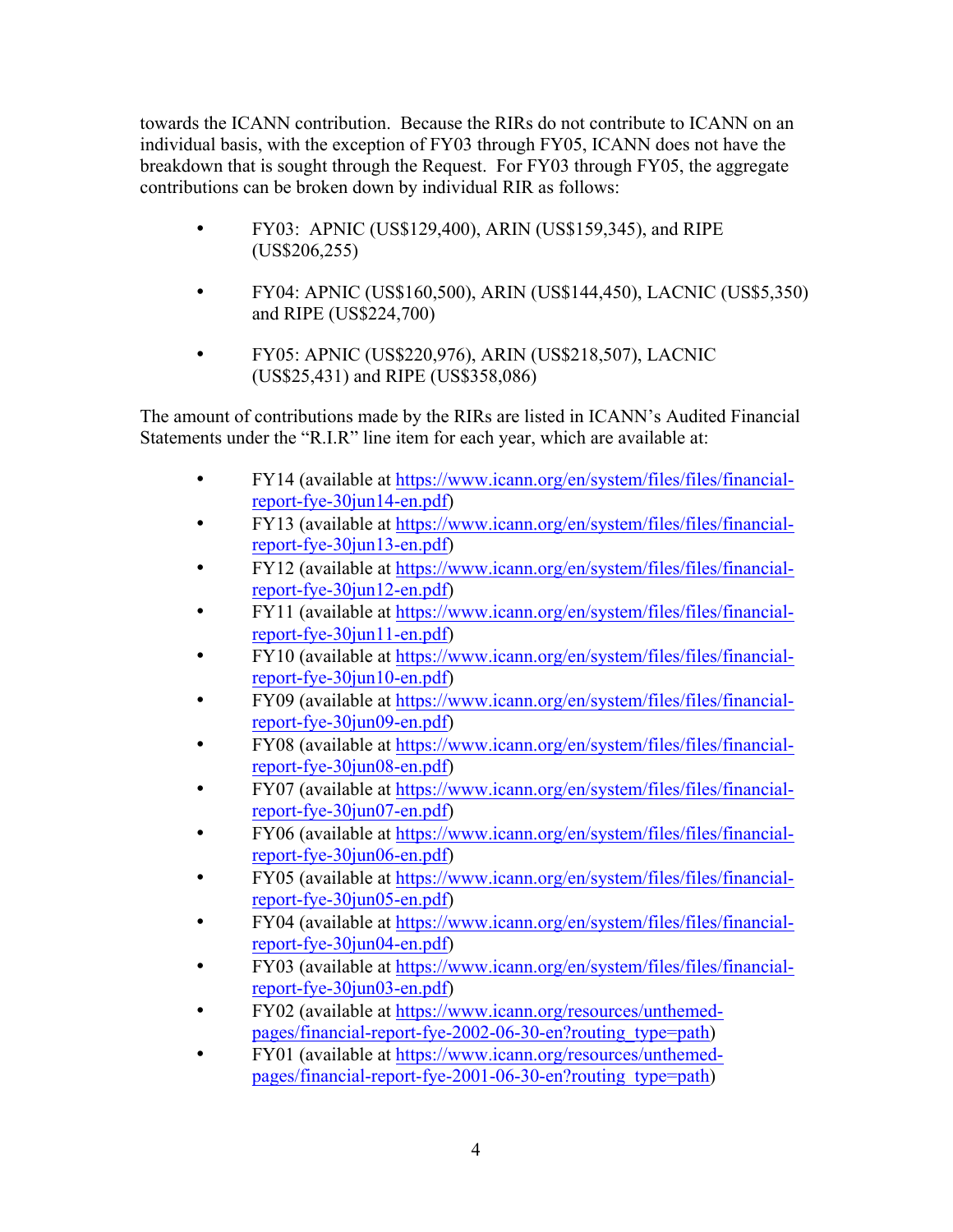towards the ICANN contribution. Because the RIRs do not contribute to ICANN on an individual basis, with the exception of FY03 through FY05, ICANN does not have the breakdown that is sought through the Request. For FY03 through FY05, the aggregate contributions can be broken down by individual RIR as follows:

- FY03: APNIC (US$129,400), ARIN (US$159,345), and RIPE (US$206,255)
- FY04: APNIC (US$160,500), ARIN (US$144,450), LACNIC (US$5,350) and RIPE (US$224,700)
- FY05: APNIC (US$220,976), ARIN (US$218,507), LACNIC (US$25,431) and RIPE (US$358,086)

The amount of contributions made by the RIRs are listed in ICANN's Audited Financial Statements under the "R.I.R" line item for each year, which are available at:

- FY14 (available at https://www.icann.org/en/system/files/files/financial-report-fye-30jun14-en.pdf)
- FY13 (available at https://www.icann.org/en/system/files/files/financial-report-fye-30jun13-en.pdf)
- FY12 (available at https://www.icann.org/en/system/files/files/financial-report-fye-30jun12-en.pdf)
- FY11 (available at https://www.icann.org/en/system/files/files/financial-report-fye-30jun11-en.pdf)
- FY10 (available at https://www.icann.org/en/system/files/files/financial-report-fye-30jun10-en.pdf)
- FY09 (available at https://www.icann.org/en/system/files/files/financial-report-fye-30jun09-en.pdf)
- FY08 (available at https://www.icann.org/en/system/files/files/financial-report-fye-30jun08-en.pdf)
- FY07 (available at https://www.icann.org/en/system/files/files/financial-report-fye-30jun07-en.pdf)
- FY06 (available at https://www.icann.org/en/system/files/files/financial-report-fye-30jun06-en.pdf)
- FY05 (available at https://www.icann.org/en/system/files/files/financial-report-fye-30jun05-en.pdf)
- FY04 (available at https://www.icann.org/en/system/files/files/financial-report-fye-30jun04-en.pdf)
- FY03 (available at https://www.icann.org/en/system/files/files/financial-report-fye-30jun03-en.pdf)
- FY02 (available at https://www.icann.org/resources/unthemed-pages/financial-report-fye-2002-06-30-en?routing_type=path)
- FY01 (available at https://www.icann.org/resources/unthemed-pages/financial-report-fye-2001-06-30-en?routing_type=path)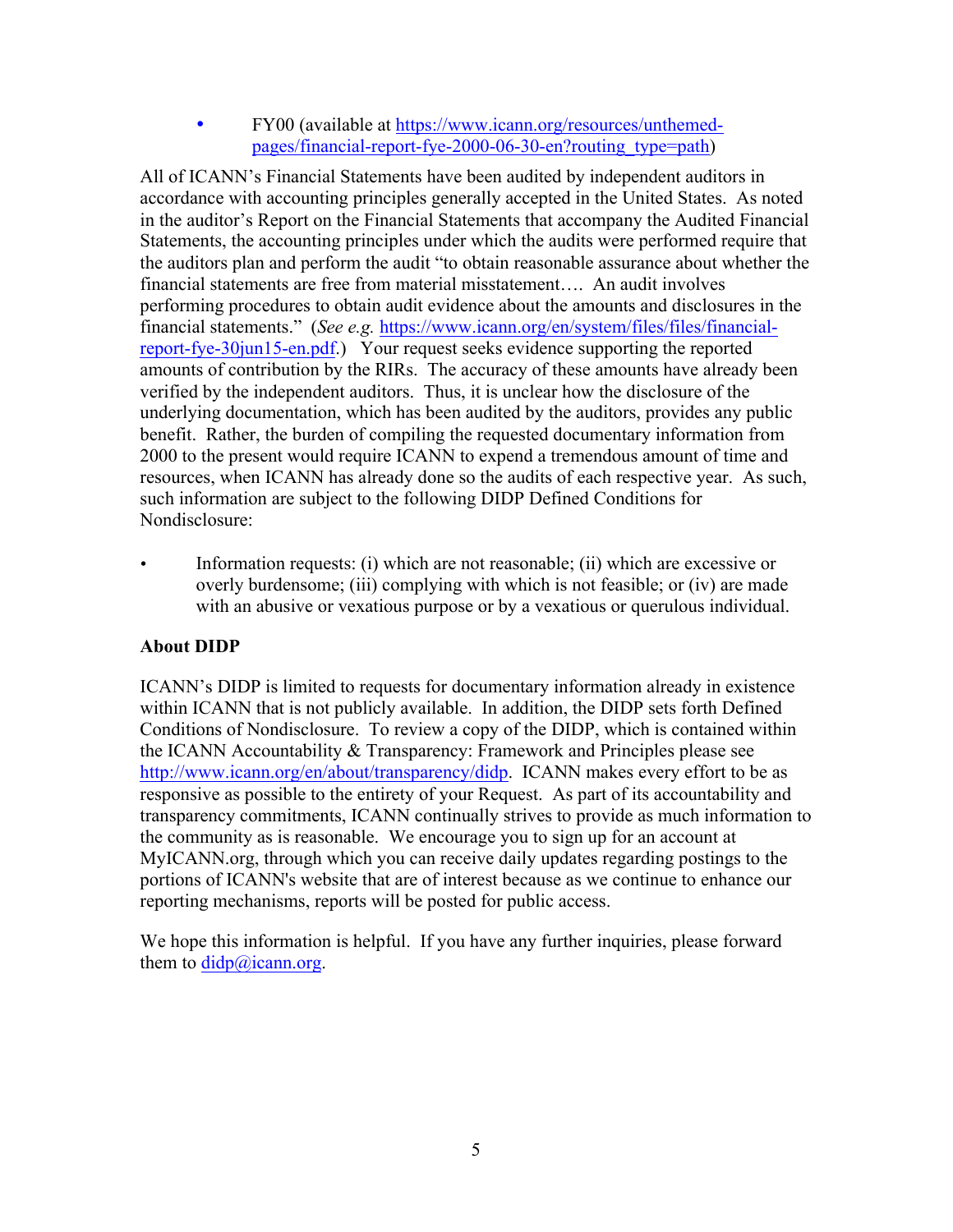- FY00 (available at https://www.icann.org/resources/unthemed-pages/financial-report-fye-2000-06-30-en?routing_type=path)

All of ICANN's Financial Statements have been audited by independent auditors in accordance with accounting principles generally accepted in the United States. As noted in the auditor's Report on the Financial Statements that accompany the Audited Financial Statements, the accounting principles under which the audits were performed require that the auditors plan and perform the audit "to obtain reasonable assurance about whether the financial statements are free from material misstatement…. An audit involves performing procedures to obtain audit evidence about the amounts and disclosures in the financial statements." (*See e.g.* https://www.icann.org/en/system/files/files/financial-report-fye-30jun15-en.pdf.) Your request seeks evidence supporting the reported amounts of contribution by the RIRs. The accuracy of these amounts have already been verified by the independent auditors. Thus, it is unclear how the disclosure of the underlying documentation, which has been audited by the auditors, provides any public benefit. Rather, the burden of compiling the requested documentary information from 2000 to the present would require ICANN to expend a tremendous amount of time and resources, when ICANN has already done so the audits of each respective year. As such, such information are subject to the following DIDP Defined Conditions for Nondisclosure:

- Information requests: (i) which are not reasonable; (ii) which are excessive or overly burdensome; (iii) complying with which is not feasible; or (iv) are made with an abusive or vexatious purpose or by a vexatious or querulous individual.

**About DIDP**

ICANN's DIDP is limited to requests for documentary information already in existence within ICANN that is not publicly available. In addition, the DIDP sets forth Defined Conditions of Nondisclosure. To review a copy of the DIDP, which is contained within the ICANN Accountability & Transparency: Framework and Principles please see http://www.icann.org/en/about/transparency/didp. ICANN makes every effort to be as responsive as possible to the entirety of your Request. As part of its accountability and transparency commitments, ICANN continually strives to provide as much information to the community as is reasonable. We encourage you to sign up for an account at MyICANN.org, through which you can receive daily updates regarding postings to the portions of ICANN's website that are of interest because as we continue to enhance our reporting mechanisms, reports will be posted for public access.

We hope this information is helpful. If you have any further inquiries, please forward them to didp@icann.org.